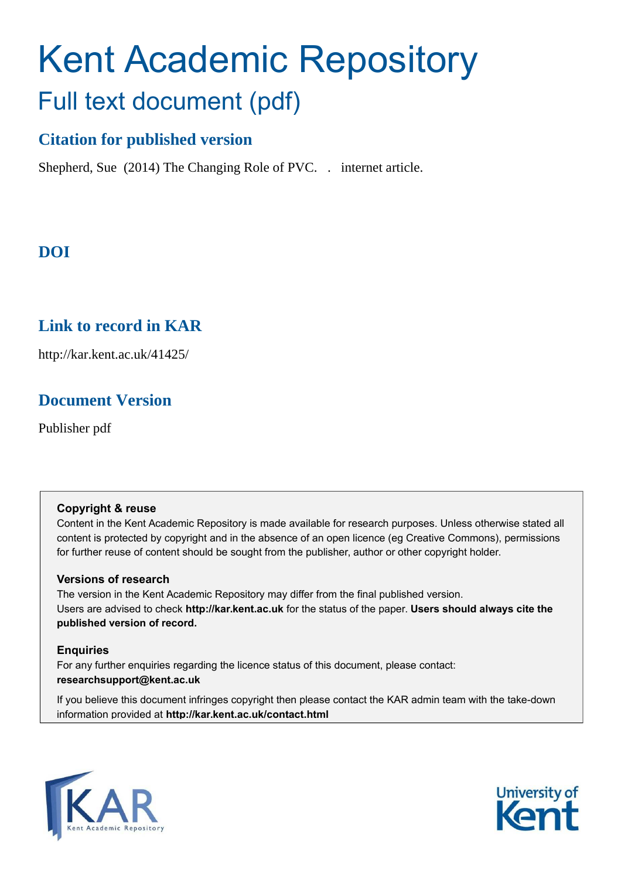# Kent Academic Repository

## Full text document (pdf)

### Citation for published version

Shepherd, Sue (2014) The Changing Role of PVC. . internet article.

### DOI

### Link to record in KAR

http://kar.kent.ac.uk/41425/

### Document Version

Publisher pdf

**Copyright & reuse**

Content in the Kent Academic Repository is made available for research purposes. Unless otherwise stated all content is protected by copyright and in the absence of an open licence (eg Creative Commons), permissions for further reuse of content should be sought from the publisher, author or other copyright holder.

**Versions of research**

The version in the Kent Academic Repository may differ from the final published version. Users are advised to check **http://kar.kent.ac.uk** for the status of the paper. **Users should always cite the published version of record.**

**Enquiries**

For any further enquiries regarding the licence status of this document, please contact: **researchsupport@kent.ac.uk**

If you believe this document infringes copyright then please contact the KAR admin team with the take-down information provided at **http://kar.kent.ac.uk/contact.html**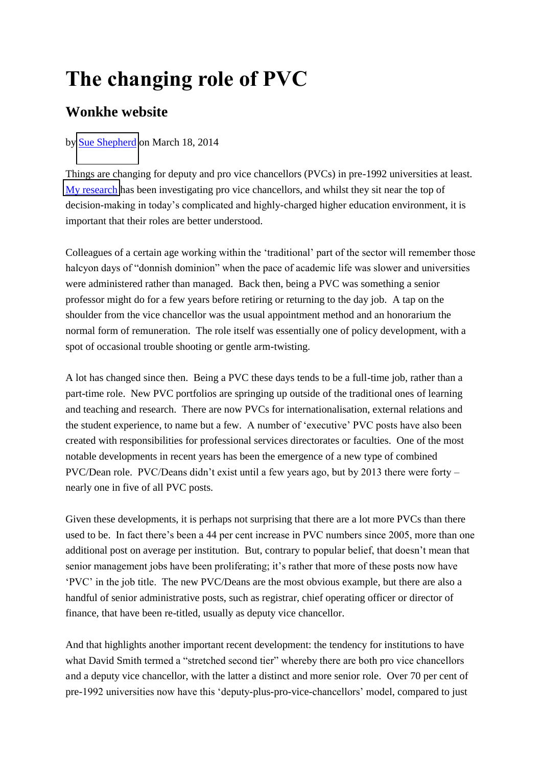# The changing role of PVC

## Wonkhe website

by [Sue Shepherd] on March 18, 2014

Things are changing for deputy and pro vice chancellors (PVCs) in pre-1992 universities at least. [My research] has been investigating pro vice chancellors, and whilst they sit near the top of decision-making in today's complicated and highly-charged higher education environment, it is important that their roles are better understood.

Colleagues of a certain age working within the 'traditional' part of the sector will remember those halcyon days of "donnish dominion" when the pace of academic life was slower and universities were administered rather than managed. Back then, being a PVC was something a senior professor might do for a few years before retiring or returning to the day job. A tap on the shoulder from the vice chancellor was the usual appointment method and an honorarium the normal form of remuneration. The role itself was essentially one of policy development, with a spot of occasional trouble shooting or gentle arm-twisting.

A lot has changed since then. Being a PVC these days tends to be a full-time job, rather than a part-time role. New PVC portfolios are springing up outside of the traditional ones of learning and teaching and research. There are now PVCs for internationalisation, external relations and the student experience, to name but a few. A number of 'executive' PVC posts have also been created with responsibilities for professional services directorates or faculties. One of the most notable developments in recent years has been the emergence of a new type of combined PVC/Dean role. PVC/Deans didn't exist until a few years ago, but by 2013 there were forty – nearly one in five of all PVC posts.

Given these developments, it is perhaps not surprising that there are a lot more PVCs than there used to be. In fact there's been a 44 per cent increase in PVC numbers since 2005, more than one additional post on average per institution. But, contrary to popular belief, that doesn't mean that senior management jobs have been proliferating; it's rather that more of these posts now have 'PVC' in the job title. The new PVC/Deans are the most obvious example, but there are also a handful of senior administrative posts, such as registrar, chief operating officer or director of finance, that have been re-titled, usually as deputy vice chancellor.

And that highlights another important recent development: the tendency for institutions to have what David Smith termed a "stretched second tier" whereby there are both pro vice chancellors and a deputy vice chancellor, with the latter a distinct and more senior role. Over 70 per cent of pre-1992 universities now have this 'deputy-plus-pro-vice-chancellors' model, compared to just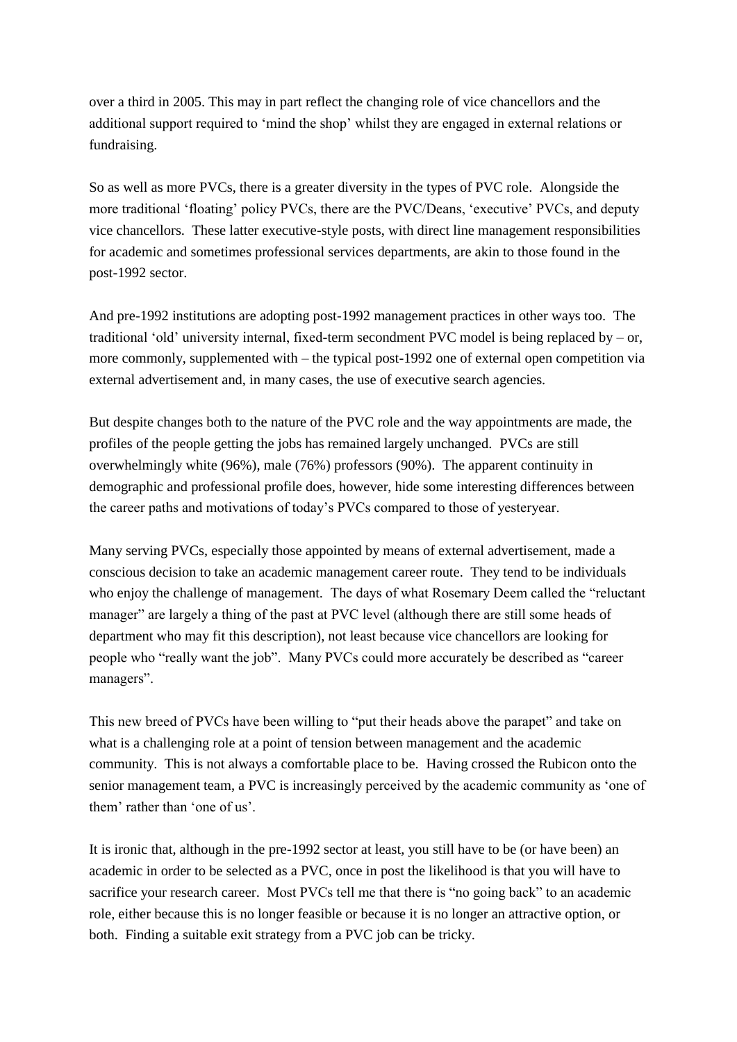over a third in 2005. This may in part reflect the changing role of vice chancellors and the additional support required to 'mind the shop' whilst they are engaged in external relations or fundraising.

So as well as more PVCs, there is a greater diversity in the types of PVC role. Alongside the more traditional 'floating' policy PVCs, there are the PVC/Deans, 'executive' PVCs, and deputy vice chancellors. These latter executive-style posts, with direct line management responsibilities for academic and sometimes professional services departments, are akin to those found in the post-1992 sector.

And pre-1992 institutions are adopting post-1992 management practices in other ways too. The traditional 'old' university internal, fixed-term secondment PVC model is being replaced by – or, more commonly, supplemented with – the typical post-1992 one of external open competition via external advertisement and, in many cases, the use of executive search agencies.

But despite changes both to the nature of the PVC role and the way appointments are made, the profiles of the people getting the jobs has remained largely unchanged. PVCs are still overwhelmingly white (96%), male (76%) professors (90%). The apparent continuity in demographic and professional profile does, however, hide some interesting differences between the career paths and motivations of today's PVCs compared to those of yesteryear.

Many serving PVCs, especially those appointed by means of external advertisement, made a conscious decision to take an academic management career route. They tend to be individuals who enjoy the challenge of management. The days of what Rosemary Deem called the "reluctant manager" are largely a thing of the past at PVC level (although there are still some heads of department who may fit this description), not least because vice chancellors are looking for people who "really want the job". Many PVCs could more accurately be described as "career managers".

This new breed of PVCs have been willing to "put their heads above the parapet" and take on what is a challenging role at a point of tension between management and the academic community. This is not always a comfortable place to be. Having crossed the Rubicon onto the senior management team, a PVC is increasingly perceived by the academic community as 'one of them' rather than 'one of us'.

It is ironic that, although in the pre-1992 sector at least, you still have to be (or have been) an academic in order to be selected as a PVC, once in post the likelihood is that you will have to sacrifice your research career. Most PVCs tell me that there is "no going back" to an academic role, either because this is no longer feasible or because it is no longer an attractive option, or both. Finding a suitable exit strategy from a PVC job can be tricky.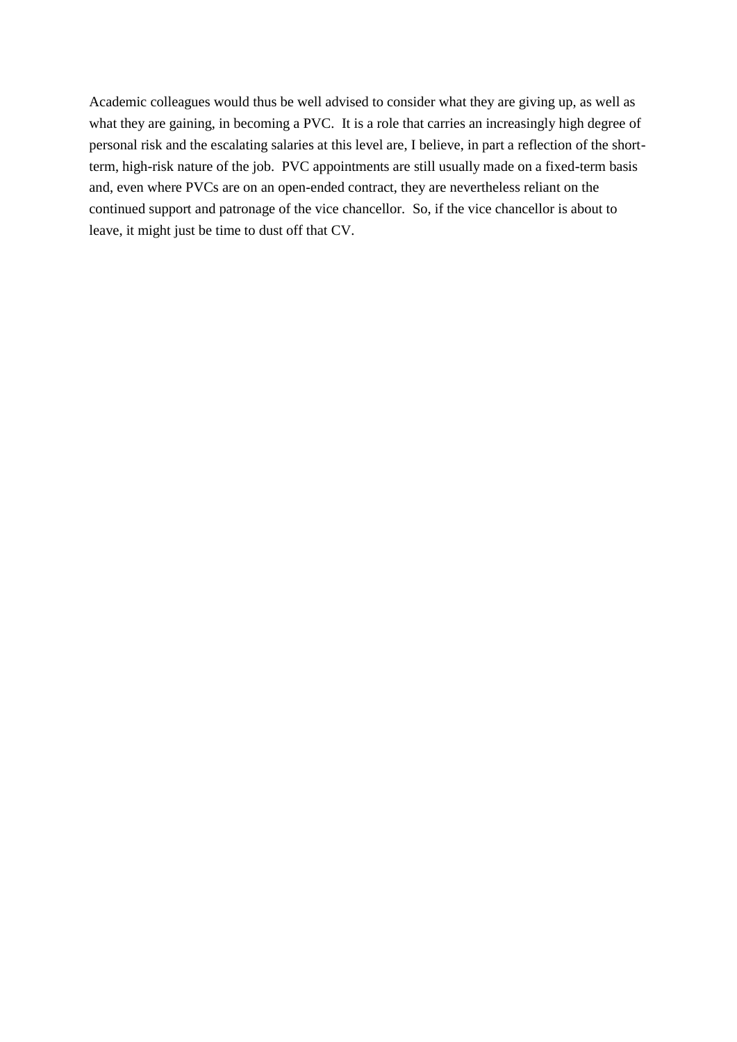Academic colleagues would thus be well advised to consider what they are giving up, as well as what they are gaining, in becoming a PVC. It is a role that carries an increasingly high degree of personal risk and the escalating salaries at this level are, I believe, in part a reflection of the short-term, high-risk nature of the job. PVC appointments are still usually made on a fixed-term basis and, even where PVCs are on an open-ended contract, they are nevertheless reliant on the continued support and patronage of the vice chancellor. So, if the vice chancellor is about to leave, it might just be time to dust off that CV.